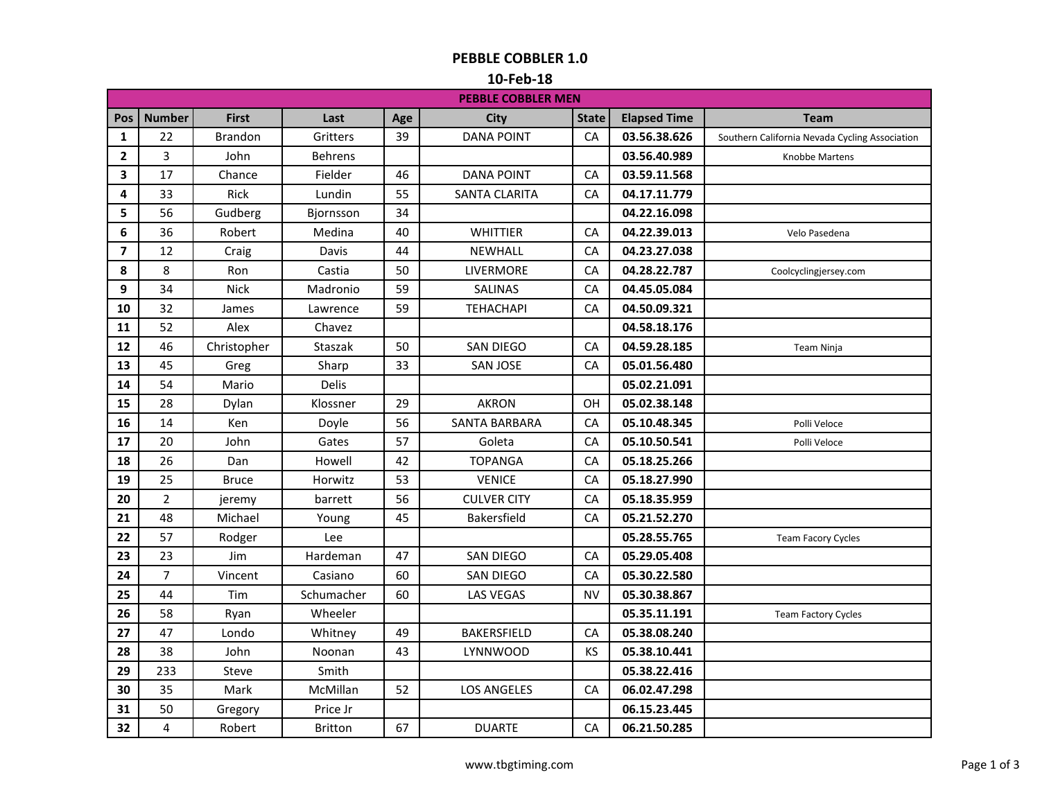# PEBBLE COBBLER 1.0

## 10-Feb-18

| PEBBLE COBBLER MEN | | | | | | | | |
|---|---|---|---|---|---|---|---|---|
| **Pos** | **Number** | **First** | **Last** | **Age** | **City** | **State** | **Elapsed Time** | **Team** |
| **1** | 22 | Brandon | Gritters | 39 | DANA POINT | CA | **03.56.38.626** | Southern California Nevada Cycling Association |
| **2** | 3 | John | Behrens | | | | **03.56.40.989** | Knobbe Martens |
| **3** | 17 | Chance | Fielder | 46 | DANA POINT | CA | **03.59.11.568** | |
| **4** | 33 | Rick | Lundin | 55 | SANTA CLARITA | CA | **04.17.11.779** | |
| **5** | 56 | Gudberg | Bjornsson | 34 | | | **04.22.16.098** | |
| **6** | 36 | Robert | Medina | 40 | WHITTIER | CA | **04.22.39.013** | Velo Pasedena |
| **7** | 12 | Craig | Davis | 44 | NEWHALL | CA | **04.23.27.038** | |
| **8** | 8 | Ron | Castia | 50 | LIVERMORE | CA | **04.28.22.787** | Coolcyclingjersey.com |
| **9** | 34 | Nick | Madronio | 59 | SALINAS | CA | **04.45.05.084** | |
| **10** | 32 | James | Lawrence | 59 | TEHACHAPI | CA | **04.50.09.321** | |
| **11** | 52 | Alex | Chavez | | | | **04.58.18.176** | |
| **12** | 46 | Christopher | Staszak | 50 | SAN DIEGO | CA | **04.59.28.185** | Team Ninja |
| **13** | 45 | Greg | Sharp | 33 | SAN JOSE | CA | **05.01.56.480** | |
| **14** | 54 | Mario | Delis | | | | **05.02.21.091** | |
| **15** | 28 | Dylan | Klossner | 29 | AKRON | OH | **05.02.38.148** | |
| **16** | 14 | Ken | Doyle | 56 | SANTA BARBARA | CA | **05.10.48.345** | Polli Veloce |
| **17** | 20 | John | Gates | 57 | Goleta | CA | **05.10.50.541** | Polli Veloce |
| **18** | 26 | Dan | Howell | 42 | TOPANGA | CA | **05.18.25.266** | |
| **19** | 25 | Bruce | Horwitz | 53 | VENICE | CA | **05.18.27.990** | |
| **20** | 2 | jeremy | barrett | 56 | CULVER CITY | CA | **05.18.35.959** | |
| **21** | 48 | Michael | Young | 45 | Bakersfield | CA | **05.21.52.270** | |
| **22** | 57 | Rodger | Lee | | | | **05.28.55.765** | Team Facory Cycles |
| **23** | 23 | Jim | Hardeman | 47 | SAN DIEGO | CA | **05.29.05.408** | |
| **24** | 7 | Vincent | Casiano | 60 | SAN DIEGO | CA | **05.30.22.580** | |
| **25** | 44 | Tim | Schumacher | 60 | LAS VEGAS | NV | **05.30.38.867** | |
| **26** | 58 | Ryan | Wheeler | | | | **05.35.11.191** | Team Factory Cycles |
| **27** | 47 | Londo | Whitney | 49 | BAKERSFIELD | CA | **05.38.08.240** | |
| **28** | 38 | John | Noonan | 43 | LYNNWOOD | KS | **05.38.10.441** | |
| **29** | 233 | Steve | Smith | | | | **05.38.22.416** | |
| **30** | 35 | Mark | McMillan | 52 | LOS ANGELES | CA | **06.02.47.298** | |
| **31** | 50 | Gregory | Price Jr | | | | **06.15.23.445** | |
| **32** | 4 | Robert | Britton | 67 | DUARTE | CA | **06.21.50.285** | |

www.tbgtiming.com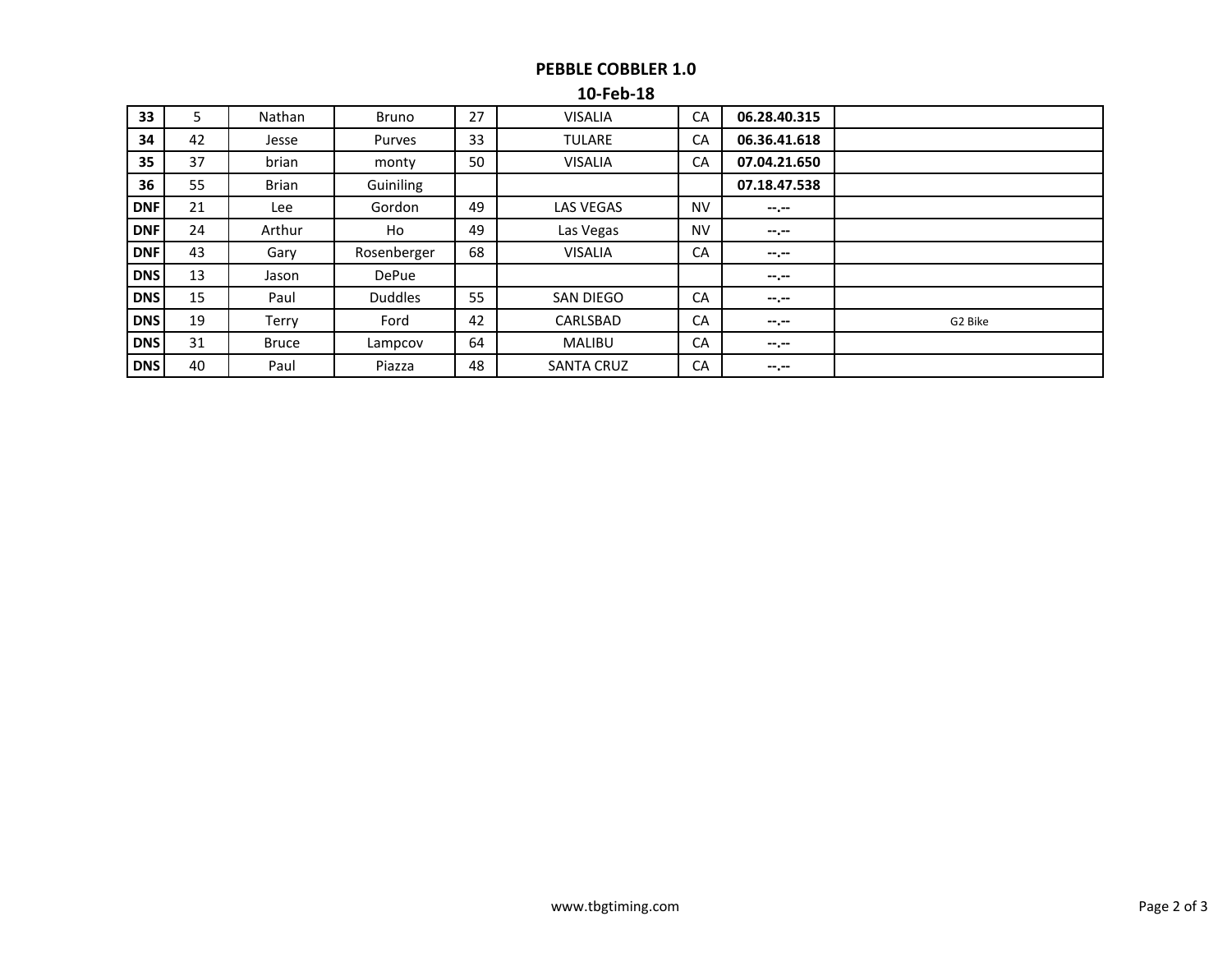# PEBBLE COBBLER 1.0

## 10-Feb-18

| | | | | | | | | |
|---|---|---|---|---|---|---|---|---|
| **33** | 5 | Nathan | Bruno | 27 | VISALIA | CA | **06.28.40.315** | |
| **34** | 42 | Jesse | Purves | 33 | TULARE | CA | **06.36.41.618** | |
| **35** | 37 | brian | monty | 50 | VISALIA | CA | **07.04.21.650** | |
| **36** | 55 | Brian | Guiniling | | | | **07.18.47.538** | |
| **DNF** | 21 | Lee | Gordon | 49 | LAS VEGAS | NV | **--.--** | |
| **DNF** | 24 | Arthur | Ho | 49 | Las Vegas | NV | **--.--** | |
| **DNF** | 43 | Gary | Rosenberger | 68 | VISALIA | CA | **--.--** | |
| **DNS** | 13 | Jason | DePue | | | | **--.--** | |
| **DNS** | 15 | Paul | Duddles | 55 | SAN DIEGO | CA | **--.--** | |
| **DNS** | 19 | Terry | Ford | 42 | CARLSBAD | CA | **--.--** | G2 Bike |
| **DNS** | 31 | Bruce | Lampcov | 64 | MALIBU | CA | **--.--** | |
| **DNS** | 40 | Paul | Piazza | 48 | SANTA CRUZ | CA | **--.--** | |

www.tbgtiming.com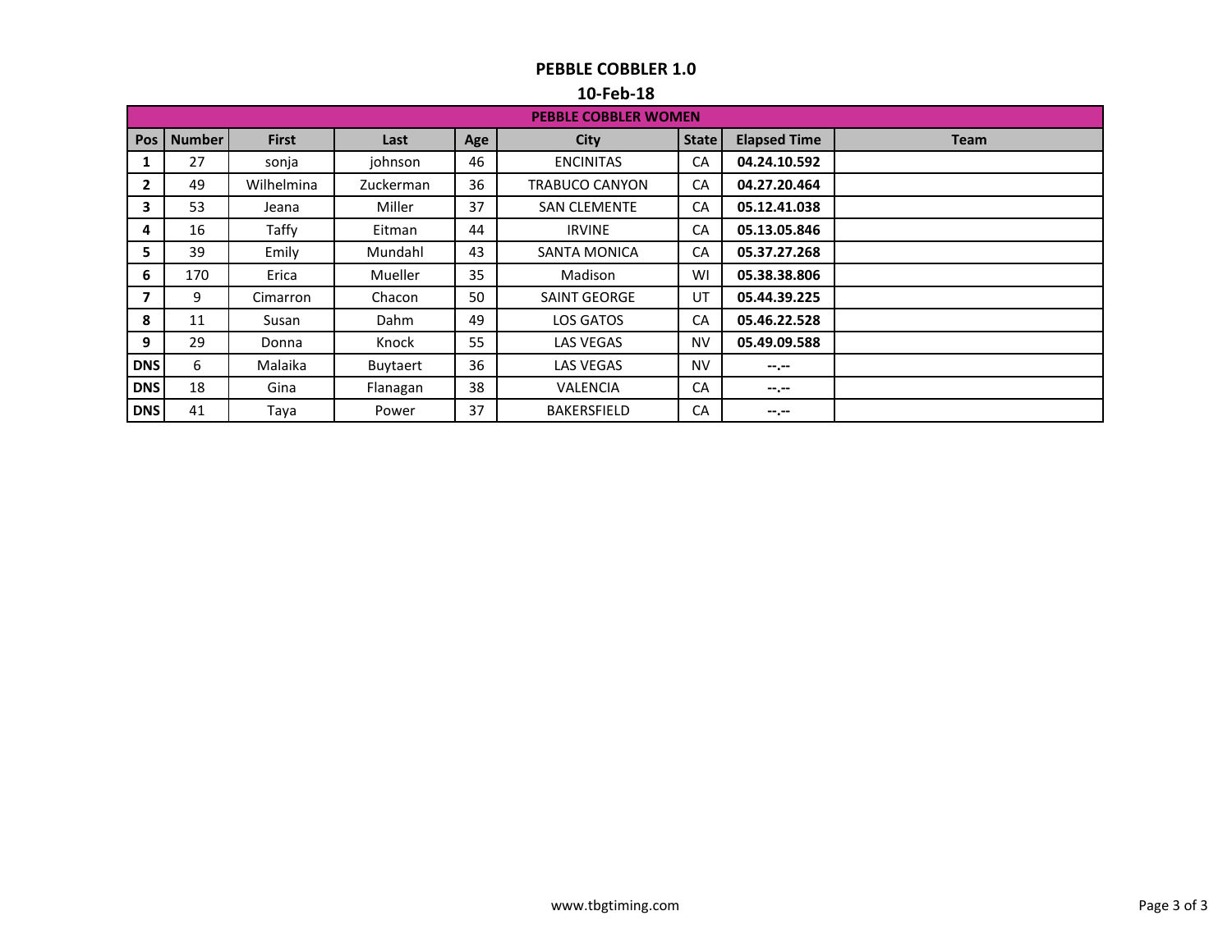# PEBBLE COBBLER 1.0

## 10-Feb-18

| PEBBLE COBBLER WOMEN | | | | | | | | |
|---|---|---|---|---|---|---|---|---|
| **Pos** | **Number** | **First** | **Last** | **Age** | **City** | **State** | **Elapsed Time** | **Team** |
| **1** | 27 | sonja | johnson | 46 | ENCINITAS | CA | **04.24.10.592** | |
| **2** | 49 | Wilhelmina | Zuckerman | 36 | TRABUCO CANYON | CA | **04.27.20.464** | |
| **3** | 53 | Jeana | Miller | 37 | SAN CLEMENTE | CA | **05.12.41.038** | |
| **4** | 16 | Taffy | Eitman | 44 | IRVINE | CA | **05.13.05.846** | |
| **5** | 39 | Emily | Mundahl | 43 | SANTA MONICA | CA | **05.37.27.268** | |
| **6** | 170 | Erica | Mueller | 35 | Madison | WI | **05.38.38.806** | |
| **7** | 9 | Cimarron | Chacon | 50 | SAINT GEORGE | UT | **05.44.39.225** | |
| **8** | 11 | Susan | Dahm | 49 | LOS GATOS | CA | **05.46.22.528** | |
| **9** | 29 | Donna | Knock | 55 | LAS VEGAS | NV | **05.49.09.588** | |
| **DNS** | 6 | Malaika | Buytaert | 36 | LAS VEGAS | NV | **--.--** | |
| **DNS** | 18 | Gina | Flanagan | 38 | VALENCIA | CA | **--.--** | |
| **DNS** | 41 | Taya | Power | 37 | BAKERSFIELD | CA | **--.--** | |

www.tbgtiming.com